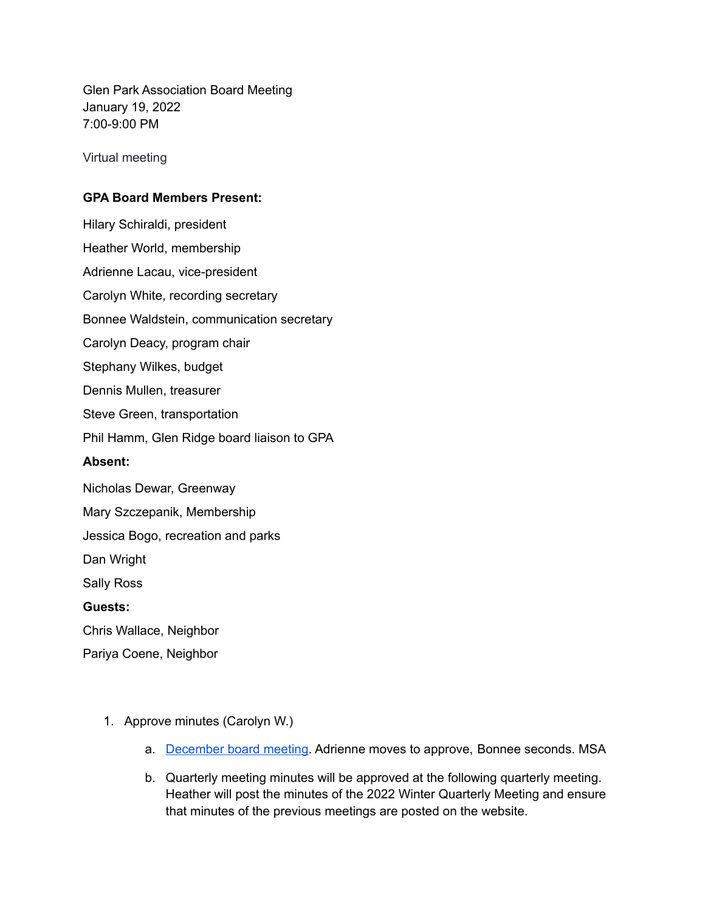Glen Park Association Board Meeting
January 19, 2022
7:00-9:00 PM

Virtual meeting

**GPA Board Members Present:**

Hilary Schiraldi, president

Heather World, membership

Adrienne Lacau, vice-president

Carolyn White, recording secretary

Bonnee Waldstein, communication secretary

Carolyn Deacy, program chair

Stephany Wilkes, budget

Dennis Mullen, treasurer

Steve Green, transportation

Phil Hamm, Glen Ridge board liaison to GPA

**Absent:**

Nicholas Dewar, Greenway

Mary Szczepanik, Membership

Jessica Bogo, recreation and parks

Dan Wright

Sally Ross

**Guests:**

Chris Wallace, Neighbor

Pariya Coene, Neighbor

1. Approve minutes (Carolyn W.)
   a. December board meeting. Adrienne moves to approve, Bonnee seconds. MSA
   b. Quarterly meeting minutes will be approved at the following quarterly meeting. Heather will post the minutes of the 2022 Winter Quarterly Meeting and ensure that minutes of the previous meetings are posted on the website.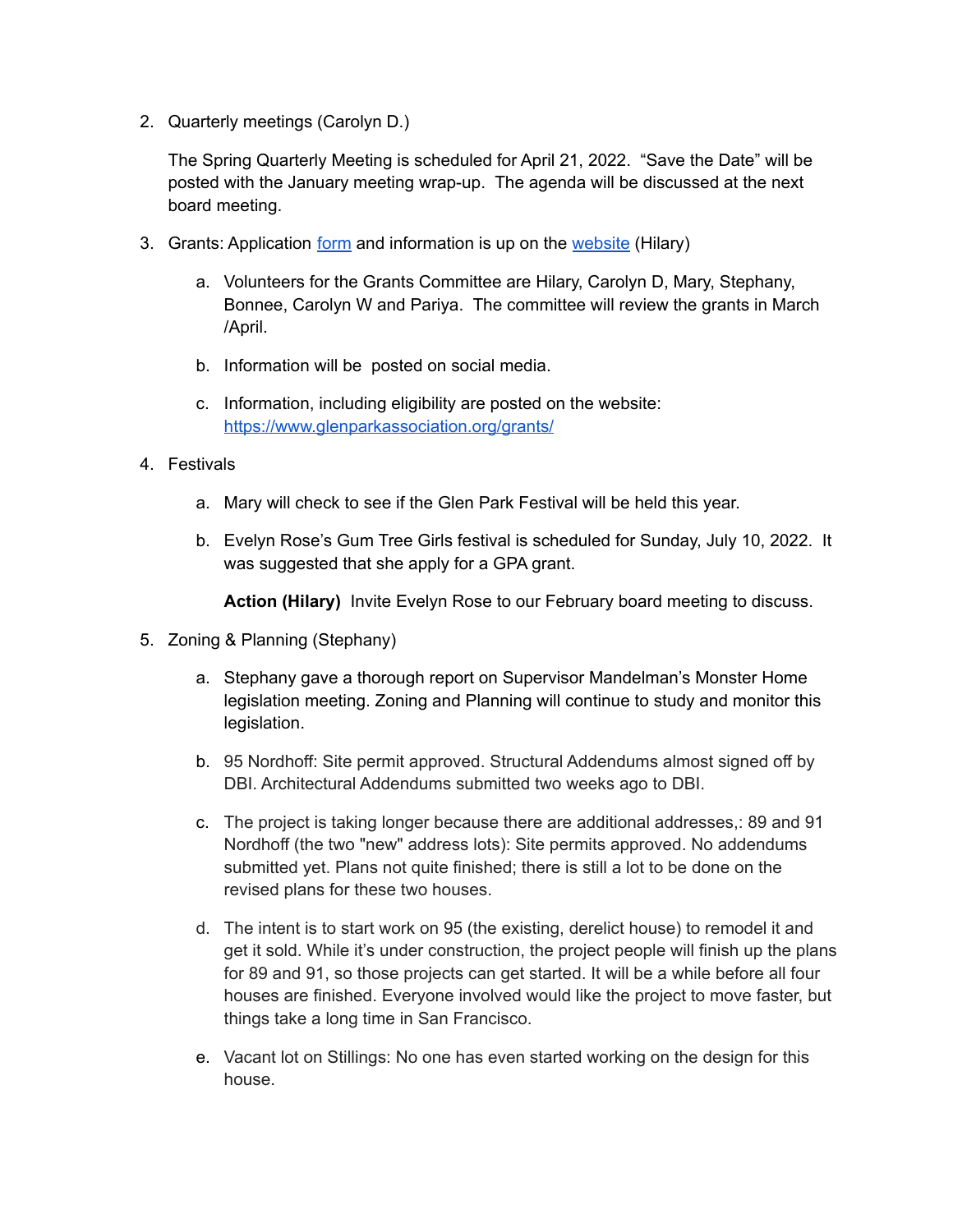2. Quarterly meetings (Carolyn D.)

   The Spring Quarterly Meeting is scheduled for April 21, 2022. "Save the Date" will be posted with the January meeting wrap-up. The agenda will be discussed at the next board meeting.

3. Grants: Application form and information is up on the website (Hilary)

   a. Volunteers for the Grants Committee are Hilary, Carolyn D, Mary, Stephany, Bonnee, Carolyn W and Pariya. The committee will review the grants in March /April.

   b. Information will be posted on social media.

   c. Information, including eligibility are posted on the website: https://www.glenparkassociation.org/grants/

4. Festivals

   a. Mary will check to see if the Glen Park Festival will be held this year.

   b. Evelyn Rose's Gum Tree Girls festival is scheduled for Sunday, July 10, 2022. It was suggested that she apply for a GPA grant.

      **Action (Hilary)** Invite Evelyn Rose to our February board meeting to discuss.

5. Zoning & Planning (Stephany)

   a. Stephany gave a thorough report on Supervisor Mandelman's Monster Home legislation meeting. Zoning and Planning will continue to study and monitor this legislation.

   b. 95 Nordhoff: Site permit approved. Structural Addendums almost signed off by DBI. Architectural Addendums submitted two weeks ago to DBI.

   c. The project is taking longer because there are additional addresses,: 89 and 91 Nordhoff (the two "new" address lots): Site permits approved. No addendums submitted yet. Plans not quite finished; there is still a lot to be done on the revised plans for these two houses.

   d. The intent is to start work on 95 (the existing, derelict house) to remodel it and get it sold. While it's under construction, the project people will finish up the plans for 89 and 91, so those projects can get started. It will be a while before all four houses are finished. Everyone involved would like the project to move faster, but things take a long time in San Francisco.

   e. Vacant lot on Stillings: No one has even started working on the design for this house.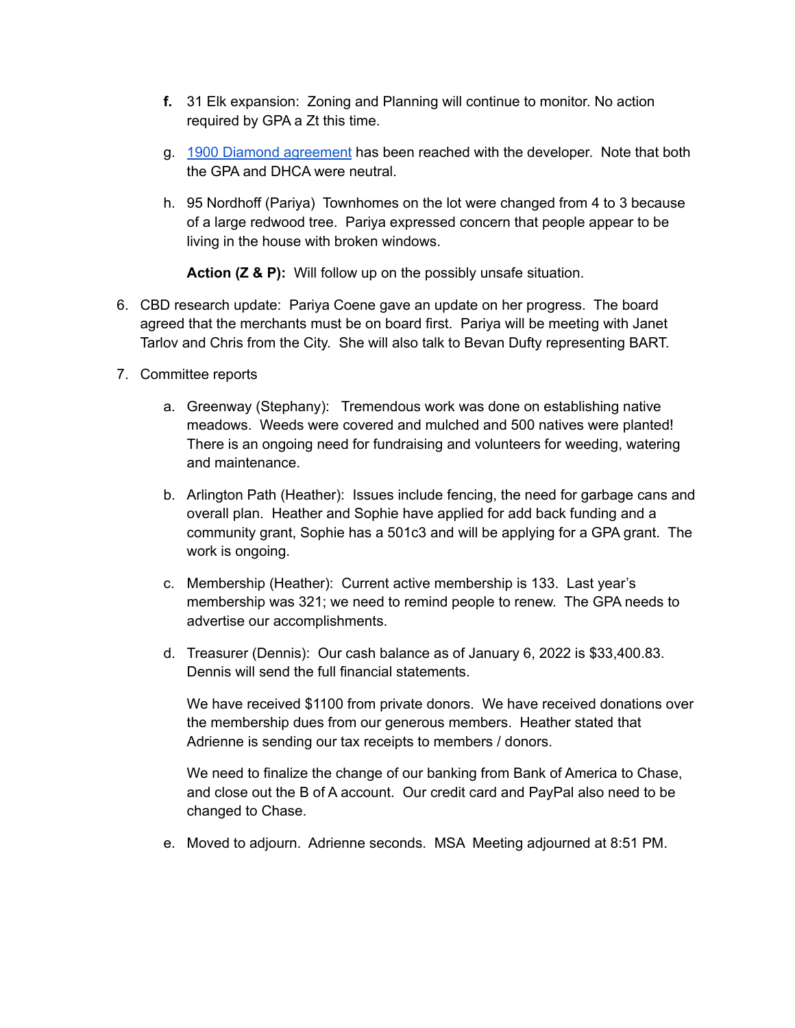- **f.** 31 Elk expansion: Zoning and Planning will continue to monitor. No action required by GPA a Zt this time.

- g. [1900 Diamond agreement]() has been reached with the developer. Note that both the GPA and DHCA were neutral.

- h. 95 Nordhoff (Pariya) Townhomes on the lot were changed from 4 to 3 because of a large redwood tree. Pariya expressed concern that people appear to be living in the house with broken windows.

  **Action (Z & P):** Will follow up on the possibly unsafe situation.

6. CBD research update: Pariya Coene gave an update on her progress. The board agreed that the merchants must be on board first. Pariya will be meeting with Janet Tarlov and Chris from the City. She will also talk to Bevan Dufty representing BART.

7. Committee reports

   a. Greenway (Stephany): Tremendous work was done on establishing native meadows. Weeds were covered and mulched and 500 natives were planted! There is an ongoing need for fundraising and volunteers for weeding, watering and maintenance.

   b. Arlington Path (Heather): Issues include fencing, the need for garbage cans and overall plan. Heather and Sophie have applied for add back funding and a community grant, Sophie has a 501c3 and will be applying for a GPA grant. The work is ongoing.

   c. Membership (Heather): Current active membership is 133. Last year's membership was 321; we need to remind people to renew. The GPA needs to advertise our accomplishments.

   d. Treasurer (Dennis): Our cash balance as of January 6, 2022 is $33,400.83. Dennis will send the full financial statements.

      We have received $1100 from private donors. We have received donations over the membership dues from our generous members. Heather stated that Adrienne is sending our tax receipts to members / donors.

      We need to finalize the change of our banking from Bank of America to Chase, and close out the B of A account. Our credit card and PayPal also need to be changed to Chase.

   e. Moved to adjourn. Adrienne seconds. MSA Meeting adjourned at 8:51 PM.